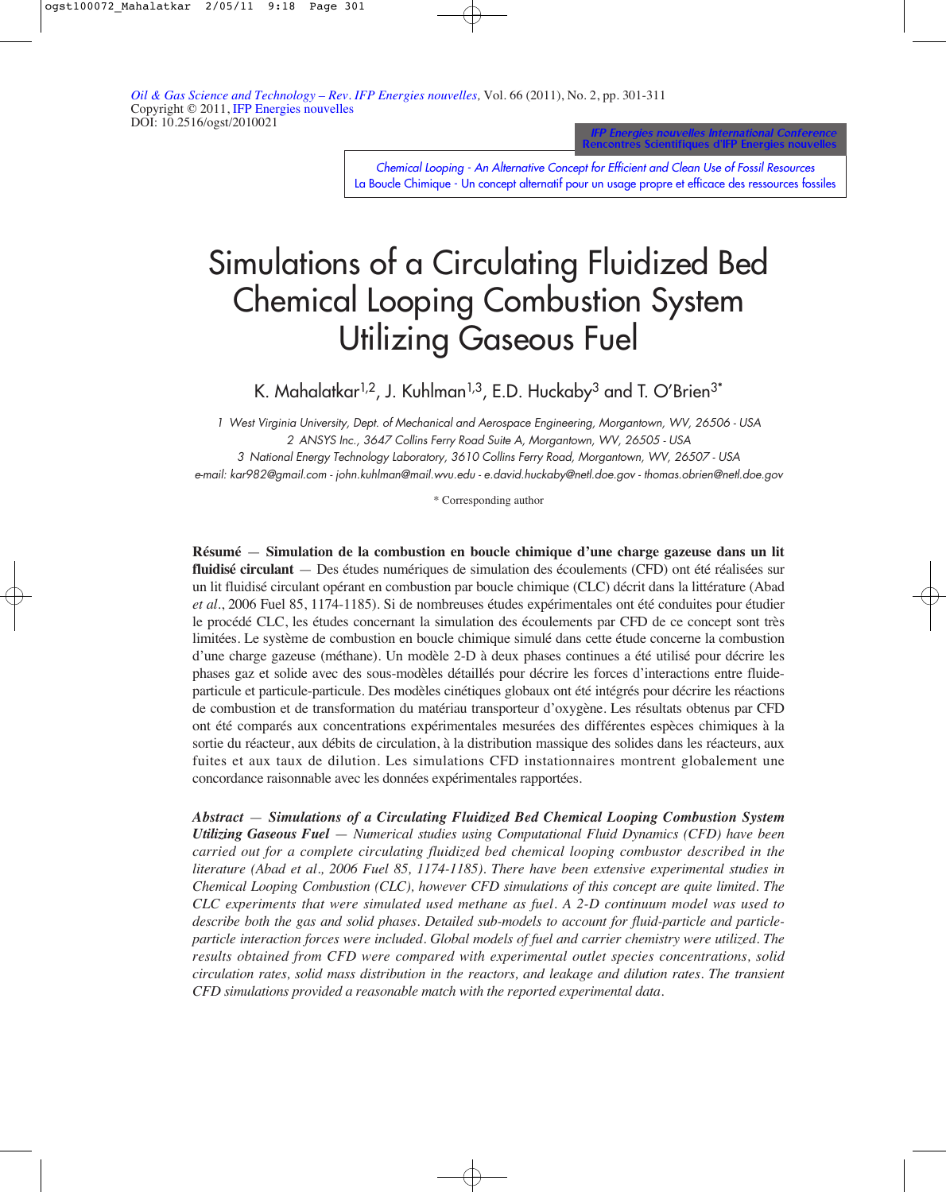Oil & Gas Science and Technology – Rev. IFP Energies nouvelles, Vol. 66 (2011), No. 2, pp. 301-311
Copyright © 2011, IFP Energies nouvelles
DOI: 10.2516/ogst/2010021

IFP Energies nouvelles International Conference
Rencontres Scientifiques d'IFP Energies nouvelles

Chemical Looping - An Alternative Concept for Efficient and Clean Use of Fossil Resources
La Boucle Chimique - Un concept alternatif pour un usage propre et efficace des ressources fossiles

# Simulations of a Circulating Fluidized Bed Chemical Looping Combustion System Utilizing Gaseous Fuel

K. Mahalatkar[1,2], J. Kuhlman[1,3], E.D. Huckaby[3] and T. O'Brien[3*]

1 West Virginia University, Dept. of Mechanical and Aerospace Engineering, Morgantown, WV, 26506 - USA
2 ANSYS Inc., 3647 Collins Ferry Road Suite A, Morgantown, WV, 26505 - USA
3 National Energy Technology Laboratory, 3610 Collins Ferry Road, Morgantown, WV, 26507 - USA
e-mail: kar982@gmail.com - john.kuhlman@mail.wvu.edu - e.david.huckaby@netl.doe.gov - thomas.obrien@netl.doe.gov

\* Corresponding author

**Résumé — Simulation de la combustion en boucle chimique d'une charge gazeuse dans un lit fluidisé circulant** — Des études numériques de simulation des écoulements (CFD) ont été réalisées sur un lit fluidisé circulant opérant en combustion par boucle chimique (CLC) décrit dans la littérature (Abad *et al*., 2006 Fuel 85, 1174-1185). Si de nombreuses études expérimentales ont été conduites pour étudier le procédé CLC, les études concernant la simulation des écoulements par CFD de ce concept sont très limitées. Le système de combustion en boucle chimique simulé dans cette étude concerne la combustion d'une charge gazeuse (méthane). Un modèle 2-D à deux phases continues a été utilisé pour décrire les phases gaz et solide avec des sous-modèles détaillés pour décrire les forces d'interactions entre fluide-particule et particule-particule. Des modèles cinétiques globaux ont été intégrés pour décrire les réactions de combustion et de transformation du matériau transporteur d'oxygène. Les résultats obtenus par CFD ont été comparés aux concentrations expérimentales mesurées des différentes espèces chimiques à la sortie du réacteur, aux débits de circulation, à la distribution massique des solides dans les réacteurs, aux fuites et aux taux de dilution. Les simulations CFD instationnaires montrent globalement une concordance raisonnable avec les données expérimentales rapportées.

***Abstract — Simulations of a Circulating Fluidized Bed Chemical Looping Combustion System Utilizing Gaseous Fuel*** — *Numerical studies using Computational Fluid Dynamics (CFD) have been carried out for a complete circulating fluidized bed chemical looping combustor described in the literature (Abad et al., 2006 Fuel 85, 1174-1185). There have been extensive experimental studies in Chemical Looping Combustion (CLC), however CFD simulations of this concept are quite limited. The CLC experiments that were simulated used methane as fuel. A 2-D continuum model was used to describe both the gas and solid phases. Detailed sub-models to account for fluid-particle and particle-particle interaction forces were included. Global models of fuel and carrier chemistry were utilized. The results obtained from CFD were compared with experimental outlet species concentrations, solid circulation rates, solid mass distribution in the reactors, and leakage and dilution rates. The transient CFD simulations provided a reasonable match with the reported experimental data.*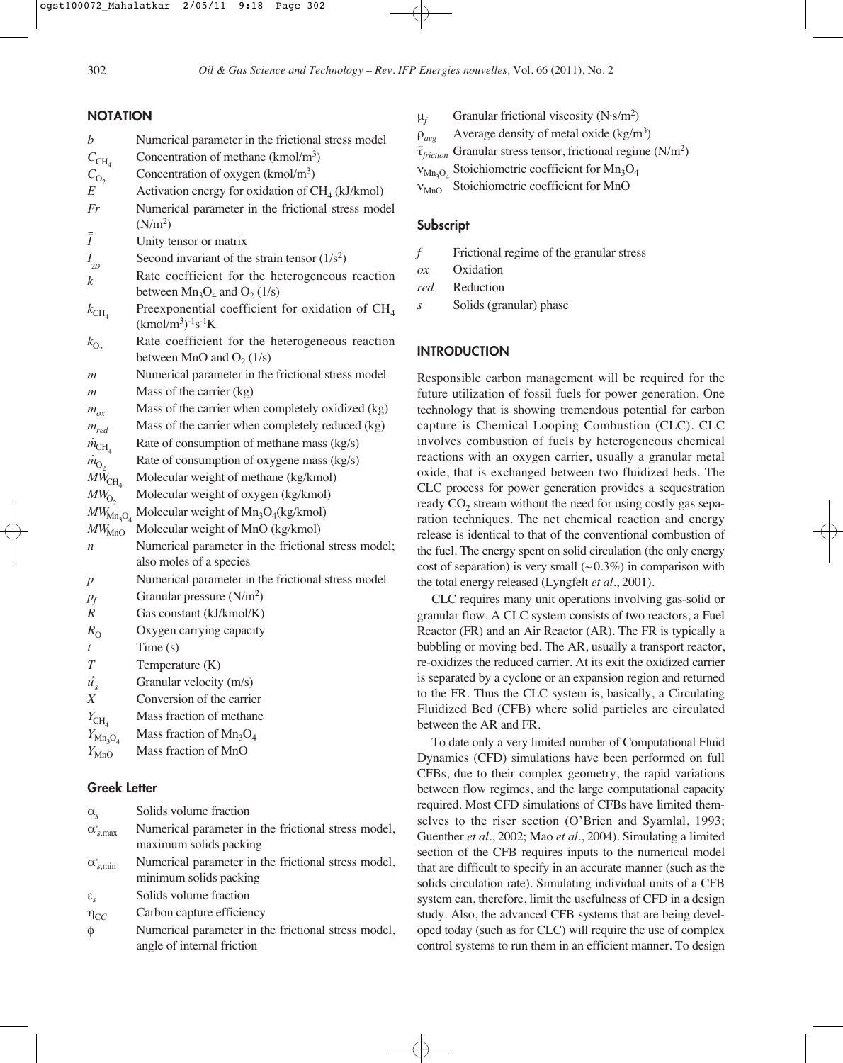## NOTATION

| | |
|---|---|
| $b$ | Numerical parameter in the frictional stress model |
| $C_{CH_4}$ | Concentration of methane (kmol/m$^3$) |
| $C_{O_2}$ | Concentration of oxygen (kmol/m$^3$) |
| $E$ | Activation energy for oxidation of $CH_4$ (kJ/kmol) |
| $Fr$ | Numerical parameter in the frictional stress model (N/m$^2$) |
| $\bar{\bar{I}}$ | Unity tensor or matrix |
| $I_{2D}$ | Second invariant of the strain tensor (1/s$^2$) |
| $k$ | Rate coefficient for the heterogeneous reaction between $Mn_3O_4$ and $O_2$ (1/s) |
| $k_{CH_4}$ | Preexponential coefficient for oxidation of $CH_4$ (kmol/m$^3$)$^{-1}$s$^{-1}$K |
| $k_{O_2}$ | Rate coefficient for the heterogeneous reaction between MnO and $O_2$ (1/s) |
| $m$ | Numerical parameter in the frictional stress model |
| $m$ | Mass of the carrier (kg) |
| $m_{ox}$ | Mass of the carrier when completely oxidized (kg) |
| $m_{red}$ | Mass of the carrier when completely reduced (kg) |
| $\dot{m}_{CH_4}$ | Rate of consumption of methane mass (kg/s) |
| $\dot{m}_{O_2}$ | Rate of consumption of oxygene mass (kg/s) |
| $MW_{CH_4}$ | Molecular weight of methane (kg/kmol) |
| $MW_{O_2}$ | Molecular weight of oxygen (kg/kmol) |
| $MW_{Mn_3O_4}$ | Molecular weight of $Mn_3O_4$(kg/kmol) |
| $MW_{MnO}$ | Molecular weight of MnO (kg/kmol) |
| $n$ | Numerical parameter in the frictional stress model; also moles of a species |
| $p$ | Numerical parameter in the frictional stress model |
| $p_f$ | Granular pressure (N/m$^2$) |
| $R$ | Gas constant (kJ/kmol/K) |
| $R_O$ | Oxygen carrying capacity |
| $t$ | Time (s) |
| $T$ | Temperature (K) |
| $\vec{u}_s$ | Granular velocity (m/s) |
| $X$ | Conversion of the carrier |
| $Y_{CH_4}$ | Mass fraction of methane |
| $Y_{Mn_3O_4}$ | Mass fraction of $Mn_3O_4$ |
| $Y_{MnO}$ | Mass fraction of MnO |

### Greek Letter

| | |
|---|---|
| $\alpha_s$ | Solids volume fraction |
| $\alpha^*_{s,\max}$ | Numerical parameter in the frictional stress model, maximum solids packing |
| $\alpha^*_{s,\min}$ | Numerical parameter in the frictional stress model, minimum solids packing |
| $\varepsilon_s$ | Solids volume fraction |
| $\eta_{CC}$ | Carbon capture efficiency |
| $\phi$ | Numerical parameter in the frictional stress model, angle of internal friction |
| $\mu_f$ | Granular frictional viscosity (N·s/m$^2$) |
| $\rho_{avg}$ | Average density of metal oxide (kg/m$^3$) |
| $\bar{\bar{\tau}}_{friction}$ | Granular stress tensor, frictional regime (N/m$^2$) |
| $\nu_{Mn_3O_4}$ | Stoichiometric coefficient for $Mn_3O_4$ |
| $\nu_{MnO}$ | Stoichiometric coefficient for MnO |

### Subscript

| | |
|---|---|
| $f$ | Frictional regime of the granular stress |
| $ox$ | Oxidation |
| $red$ | Reduction |
| $s$ | Solids (granular) phase |

## INTRODUCTION

Responsible carbon management will be required for the future utilization of fossil fuels for power generation. One technology that is showing tremendous potential for carbon capture is Chemical Looping Combustion (CLC). CLC involves combustion of fuels by heterogeneous chemical reactions with an oxygen carrier, usually a granular metal oxide, that is exchanged between two fluidized beds. The CLC process for power generation provides a sequestration ready $CO_2$ stream without the need for using costly gas separation techniques. The net chemical reaction and energy release is identical to that of the conventional combustion of the fuel. The energy spent on solid circulation (the only energy cost of separation) is very small (~0.3%) in comparison with the total energy released (Lyngfelt *et al*., 2001).

CLC requires many unit operations involving gas-solid or granular flow. A CLC system consists of two reactors, a Fuel Reactor (FR) and an Air Reactor (AR). The FR is typically a bubbling or moving bed. The AR, usually a transport reactor, re-oxidizes the reduced carrier. At its exit the oxidized carrier is separated by a cyclone or an expansion region and returned to the FR. Thus the CLC system is, basically, a Circulating Fluidized Bed (CFB) where solid particles are circulated between the AR and FR.

To date only a very limited number of Computational Fluid Dynamics (CFD) simulations have been performed on full CFBs, due to their complex geometry, the rapid variations between flow regimes, and the large computational capacity required. Most CFD simulations of CFBs have limited themselves to the riser section (O'Brien and Syamlal, 1993; Guenther *et al*., 2002; Mao *et al*., 2004). Simulating a limited section of the CFB requires inputs to the numerical model that are difficult to specify in an accurate manner (such as the solids circulation rate). Simulating individual units of a CFB system can, therefore, limit the usefulness of CFD in a design study. Also, the advanced CFB systems that are being developed today (such as for CLC) will require the use of complex control systems to run them in an efficient manner. To design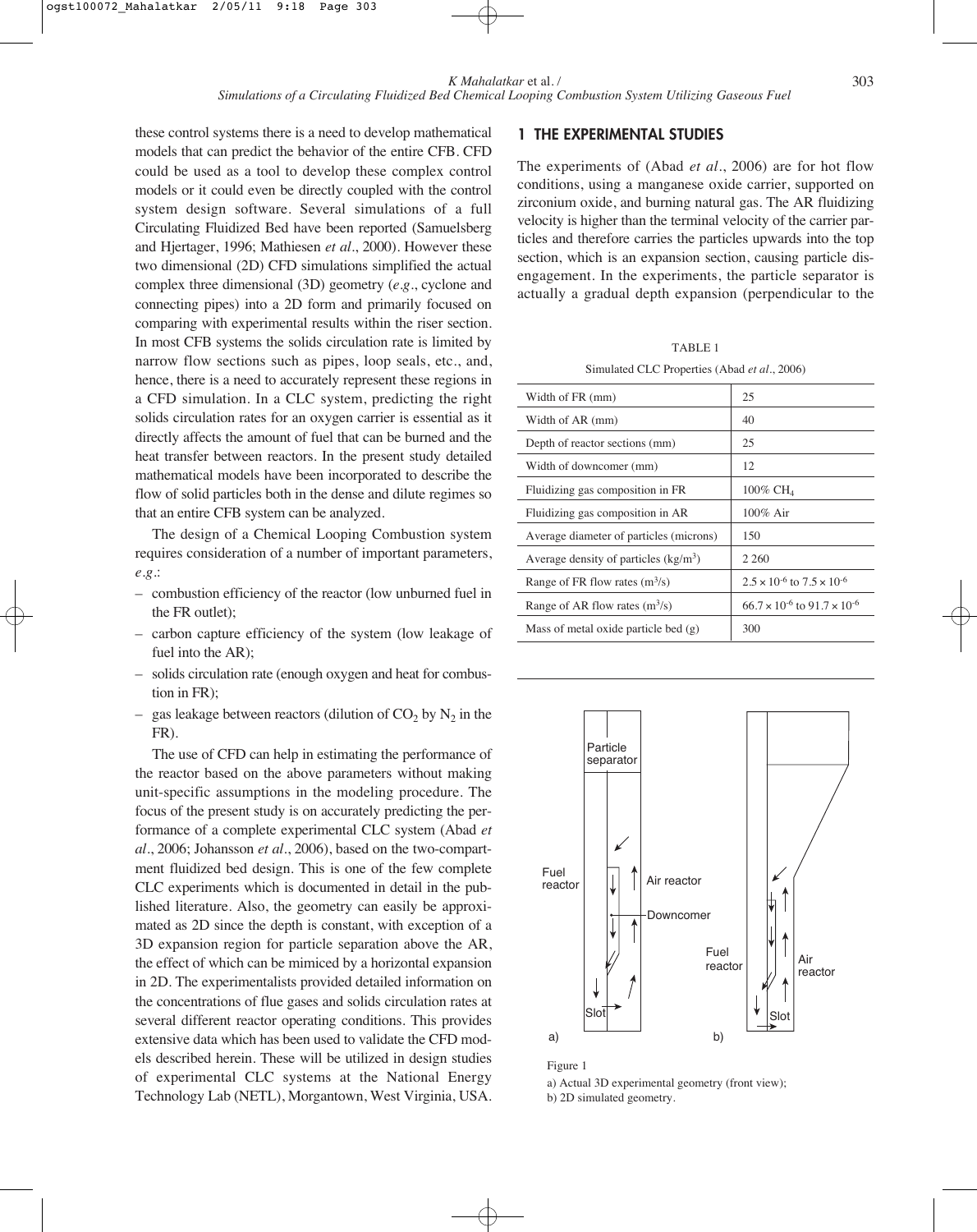these control systems there is a need to develop mathematical models that can predict the behavior of the entire CFB. CFD could be used as a tool to develop these complex control models or it could even be directly coupled with the control system design software. Several simulations of a full Circulating Fluidized Bed have been reported (Samuelsberg and Hjertager, 1996; Mathiesen *et al*., 2000). However these two dimensional (2D) CFD simulations simplified the actual complex three dimensional (3D) geometry (*e.g*., cyclone and connecting pipes) into a 2D form and primarily focused on comparing with experimental results within the riser section. In most CFB systems the solids circulation rate is limited by narrow flow sections such as pipes, loop seals, etc., and, hence, there is a need to accurately represent these regions in a CFD simulation. In a CLC system, predicting the right solids circulation rates for an oxygen carrier is essential as it directly affects the amount of fuel that can be burned and the heat transfer between reactors. In the present study detailed mathematical models have been incorporated to describe the flow of solid particles both in the dense and dilute regimes so that an entire CFB system can be analyzed.

The design of a Chemical Looping Combustion system requires consideration of a number of important parameters, *e.g*.:

- combustion efficiency of the reactor (low unburned fuel in the FR outlet);
- carbon capture efficiency of the system (low leakage of fuel into the AR);
- solids circulation rate (enough oxygen and heat for combustion in FR);
- gas leakage between reactors (dilution of $CO_2$ by $N_2$ in the FR).

The use of CFD can help in estimating the performance of the reactor based on the above parameters without making unit-specific assumptions in the modeling procedure. The focus of the present study is on accurately predicting the performance of a complete experimental CLC system (Abad *et al*., 2006; Johansson *et al*., 2006), based on the two-compartment fluidized bed design. This is one of the few complete CLC experiments which is documented in detail in the published literature. Also, the geometry can easily be approximated as 2D since the depth is constant, with exception of a 3D expansion region for particle separation above the AR, the effect of which can be mimiced by a horizontal expansion in 2D. The experimentalists provided detailed information on the concentrations of flue gases and solids circulation rates at several different reactor operating conditions. This provides extensive data which has been used to validate the CFD models described herein. These will be utilized in design studies of experimental CLC systems at the National Energy Technology Lab (NETL), Morgantown, West Virginia, USA.

## 1 THE EXPERIMENTAL STUDIES

The experiments of (Abad *et al*., 2006) are for hot flow conditions, using a manganese oxide carrier, supported on zirconium oxide, and burning natural gas. The AR fluidizing velocity is higher than the terminal velocity of the carrier particles and therefore carries the particles upwards into the top section, which is an expansion section, causing particle disengagement. In the experiments, the particle separator is actually a gradual depth expansion (perpendicular to the

TABLE 1

Simulated CLC Properties (Abad *et al*., 2006)

| | |
|---|---|
| Width of FR (mm) | 25 |
| Width of AR (mm) | 40 |
| Depth of reactor sections (mm) | 25 |
| Width of downcomer (mm) | 12 |
| Fluidizing gas composition in FR | 100% $CH_4$ |
| Fluidizing gas composition in AR | 100% Air |
| Average diameter of particles (microns) | 150 |
| Average density of particles (kg/m$^3$) | 2 260 |
| Range of FR flow rates (m$^3$/s) | $2.5 \times 10^{-6}$ to $7.5 \times 10^{-6}$ |
| Range of AR flow rates (m$^3$/s) | $66.7 \times 10^{-6}$ to $91.7 \times 10^{-6}$ |
| Mass of metal oxide particle bed (g) | 300 |

Particle separator
Fuel reactor
Air reactor
Downcomer
Slot
a)
Fuel reactor
Air reactor
Slot
b)

Figure 1

a) Actual 3D experimental geometry (front view);
b) 2D simulated geometry.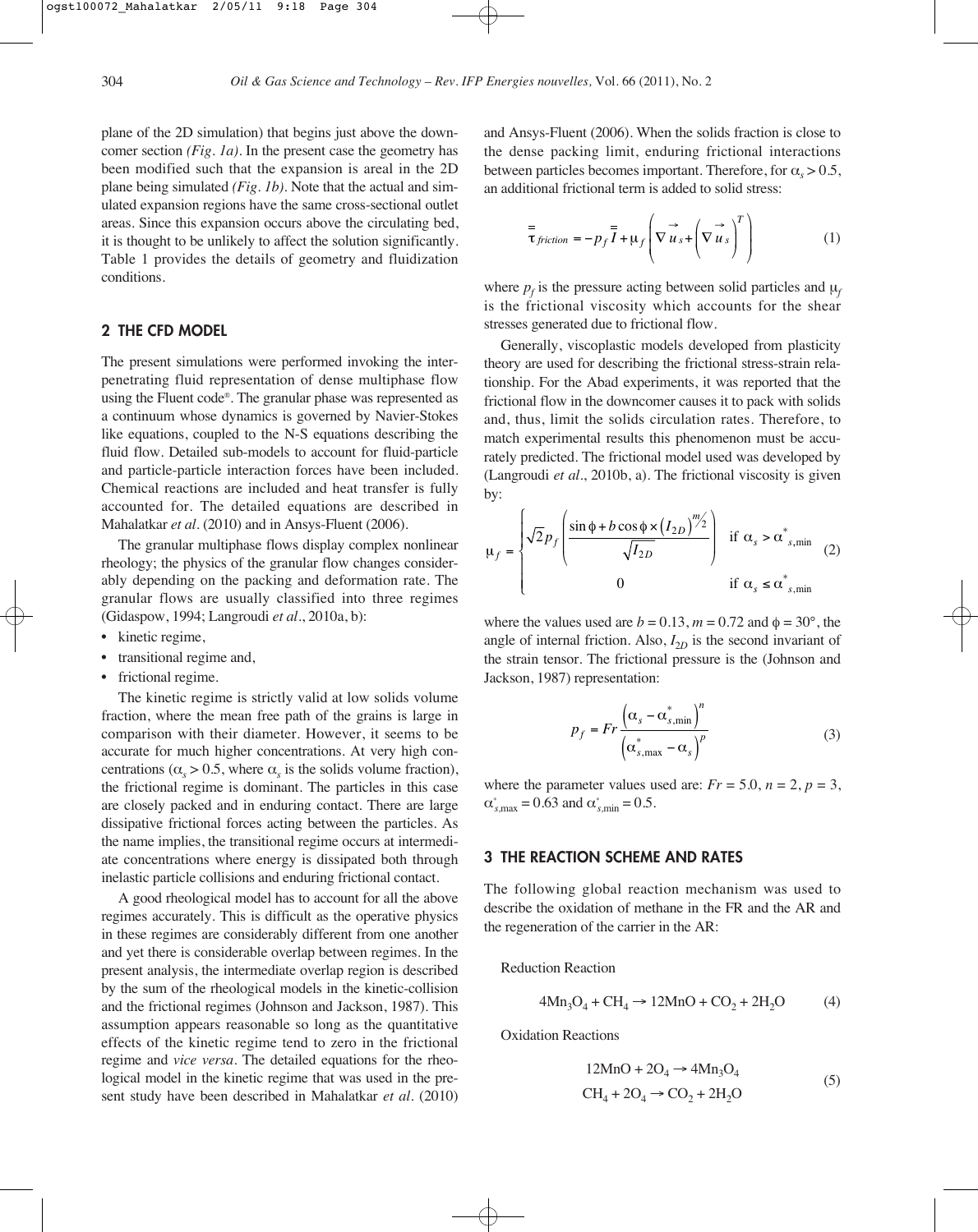plane of the 2D simulation) that begins just above the downcomer section *(Fig. 1a)*. In the present case the geometry has been modified such that the expansion is areal in the 2D plane being simulated *(Fig. 1b)*. Note that the actual and simulated expansion regions have the same cross-sectional outlet areas. Since this expansion occurs above the circulating bed, it is thought to be unlikely to affect the solution significantly. Table 1 provides the details of geometry and fluidization conditions.

## 2 THE CFD MODEL

The present simulations were performed invoking the interpenetrating fluid representation of dense multiphase flow using the Fluent code®. The granular phase was represented as a continuum whose dynamics is governed by Navier-Stokes like equations, coupled to the N-S equations describing the fluid flow. Detailed sub-models to account for fluid-particle and particle-particle interaction forces have been included. Chemical reactions are included and heat transfer is fully accounted for. The detailed equations are described in Mahalatkar *et al.* (2010) and in Ansys-Fluent (2006).

The granular multiphase flows display complex nonlinear rheology; the physics of the granular flow changes considerably depending on the packing and deformation rate. The granular flows are usually classified into three regimes (Gidaspow, 1994; Langroudi *et al.*, 2010a, b):

- kinetic regime,
- transitional regime and,
- frictional regime.

The kinetic regime is strictly valid at low solids volume fraction, where the mean free path of the grains is large in comparison with their diameter. However, it seems to be accurate for much higher concentrations. At very high concentrations ($\alpha_s > 0.5$, where $\alpha_s$ is the solids volume fraction), the frictional regime is dominant. The particles in this case are closely packed and in enduring contact. There are large dissipative frictional forces acting between the particles. As the name implies, the transitional regime occurs at intermediate concentrations where energy is dissipated both through inelastic particle collisions and enduring frictional contact.

A good rheological model has to account for all the above regimes accurately. This is difficult as the operative physics in these regimes are considerably different from one another and yet there is considerable overlap between regimes. In the present analysis, the intermediate overlap region is described by the sum of the rheological models in the kinetic-collision and the frictional regimes (Johnson and Jackson, 1987). This assumption appears reasonable so long as the quantitative effects of the kinetic regime tend to zero in the frictional regime and *vice versa*. The detailed equations for the rheological model in the kinetic regime that was used in the present study have been described in Mahalatkar *et al.* (2010) and Ansys-Fluent (2006). When the solids fraction is close to the dense packing limit, enduring frictional interactions between particles becomes important. Therefore, for $\alpha_s > 0.5$, an additional frictional term is added to solid stress:

$$\bar{\bar{\tau}}_{friction} = -p_f \bar{\bar{I}} + \mu_f \left( \nabla \vec{u}_s + \left( \nabla \vec{u}_s \right)^T \right) \tag{1}$$

where $p_f$ is the pressure acting between solid particles and $\mu_f$ is the frictional viscosity which accounts for the shear stresses generated due to frictional flow.

Generally, viscoplastic models developed from plasticity theory are used for describing the frictional stress-strain relationship. For the Abad experiments, it was reported that the frictional flow in the downcomer causes it to pack with solids and, thus, limit the solids circulation rates. Therefore, to match experimental results this phenomenon must be accurately predicted. The frictional model used was developed by (Langroudi *et al.*, 2010b, a). The frictional viscosity is given by:

$$\mu_f = \begin{cases} \sqrt{2} p_f \left( \dfrac{\sin\phi + b\cos\phi \times \left(I_{2D}\right)^{m/2}}{\sqrt{I_{2D}}} \right) & \text{if } \alpha_s > \alpha^*_{s,\min} \\ 0 & \text{if } \alpha_s \le \alpha^*_{s,\min} \end{cases} \tag{2}$$

where the values used are $b = 0.13$, $m = 0.72$ and $\phi = 30°$, the angle of internal friction. Also, $I_{2D}$ is the second invariant of the strain tensor. The frictional pressure is the (Johnson and Jackson, 1987) representation:

$$p_f = Fr \frac{\left(\alpha_s - \alpha^*_{s,\min}\right)^n}{\left(\alpha^*_{s,\max} - \alpha_s\right)^p} \tag{3}$$

where the parameter values used are: $Fr = 5.0$, $n = 2$, $p = 3$, $\alpha^*_{s,\max} = 0.63$ and $\alpha^*_{s,\min} = 0.5$.

## 3 THE REACTION SCHEME AND RATES

The following global reaction mechanism was used to describe the oxidation of methane in the FR and the AR and the regeneration of the carrier in the AR:

Reduction Reaction

$$4Mn_3O_4 + CH_4 \rightarrow 12MnO + CO_2 + 2H_2O \tag{4}$$

Oxidation Reactions

$$\begin{aligned} 12MnO + 2O_4 &\rightarrow 4Mn_3O_4 \\ CH_4 + 2O_4 &\rightarrow CO_2 + 2H_2O \end{aligned} \tag{5}$$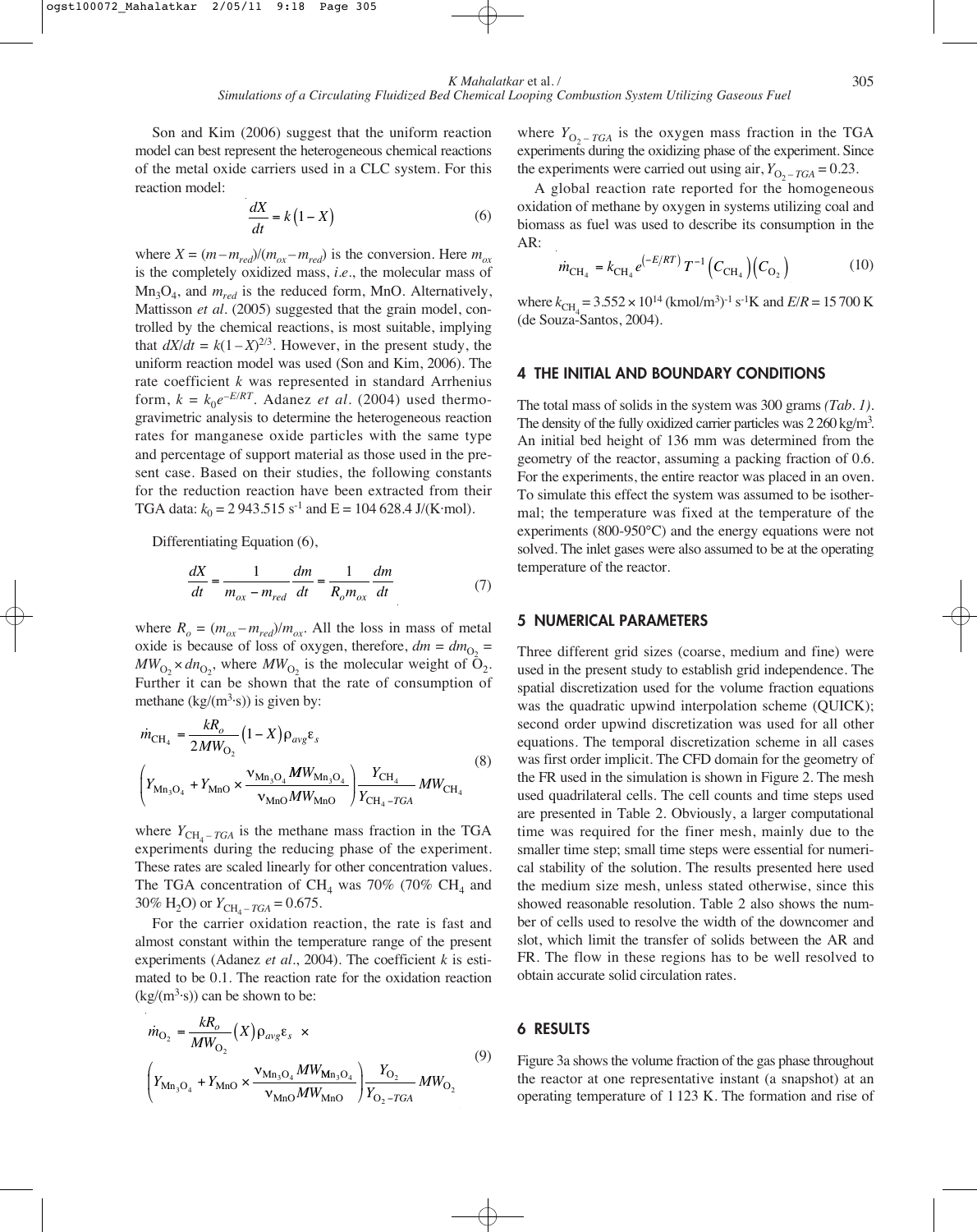Son and Kim (2006) suggest that the uniform reaction model can best represent the heterogeneous chemical reactions of the metal oxide carriers used in a CLC system. For this reaction model:

$$\frac{dX}{dt} = k\left(1 - X\right) \tag{6}$$

where $X = (m - m_{red})/(m_{ox} - m_{red})$ is the conversion. Here $m_{ox}$ is the completely oxidized mass, *i.e*., the molecular mass of $Mn_3O_4$, and $m_{red}$ is the reduced form, MnO. Alternatively, Mattisson *et al*. (2005) suggested that the grain model, controlled by the chemical reactions, is most suitable, implying that $dX/dt = k(1 - X)^{2/3}$. However, in the present study, the uniform reaction model was used (Son and Kim, 2006). The rate coefficient $k$ was represented in standard Arrhenius form, $k = k_0 e^{-E/RT}$. Adanez *et al*. (2004) used thermogravimetric analysis to determine the heterogeneous reaction rates for manganese oxide particles with the same type and percentage of support material as those used in the present case. Based on their studies, the following constants for the reduction reaction have been extracted from their TGA data: $k_0 = 2\,943.515$ s$^{-1}$ and E = 104 628.4 J/(K·mol).

Differentiating Equation (6),

$$\frac{dX}{dt} = \frac{1}{m_{ox} - m_{red}}\frac{dm}{dt} = \frac{1}{R_o m_{ox}}\frac{dm}{dt} \tag{7}$$

where $R_o = (m_{ox} - m_{red})/m_{ox}$. All the loss in mass of metal oxide is because of loss of oxygen, therefore, $dm = dm_{O_2} = MW_{O_2} \times dn_{O_2}$, where $MW_{O_2}$ is the molecular weight of $O_2$. Further it can be shown that the rate of consumption of methane (kg/(m$^3$·s)) is given by:

$$\dot{m}_{CH_4} = \frac{kR_o}{2MW_{O_2}}\left(1 - X\right)\rho_{avg}\varepsilon_s \left(Y_{Mn_3O_4} + Y_{MnO} \times \frac{\nu_{Mn_3O_4} MW_{Mn_3O_4}}{\nu_{MnO} MW_{MnO}}\right)\frac{Y_{CH_4}}{Y_{CH_4-TGA}} MW_{CH_4} \tag{8}$$

where $Y_{CH_4-TGA}$ is the methane mass fraction in the TGA experiments during the reducing phase of the experiment. These rates are scaled linearly for other concentration values. The TGA concentration of $CH_4$ was 70% (70% $CH_4$ and 30% $H_2O$) or $Y_{CH_4-TGA} = 0.675$.

For the carrier oxidation reaction, the rate is fast and almost constant within the temperature range of the present experiments (Adanez *et al*., 2004). The coefficient $k$ is estimated to be 0.1. The reaction rate for the oxidation reaction (kg/(m$^3$·s)) can be shown to be:

$$\dot{m}_{O_2} = \frac{kR_o}{MW_{O_2}}\left(X\right)\rho_{avg}\varepsilon_s \times \left(Y_{Mn_3O_4} + Y_{MnO} \times \frac{\nu_{Mn_3O_4} MW_{Mn_3O_4}}{\nu_{MnO} MW_{MnO}}\right)\frac{Y_{O_2}}{Y_{O_2-TGA}} MW_{O_2} \tag{9}$$

where $Y_{O_2-TGA}$ is the oxygen mass fraction in the TGA experiments during the oxidizing phase of the experiment. Since the experiments were carried out using air, $Y_{O_2-TGA} = 0.23$.

A global reaction rate reported for the homogeneous oxidation of methane by oxygen in systems utilizing coal and biomass as fuel was used to describe its consumption in the AR:

$$\dot{m}_{CH_4} = k_{CH_4} e^{(-E/RT)} T^{-1}\left(C_{CH_4}\right)\left(C_{O_2}\right) \tag{10}$$

where $k_{CH_4} = 3.552 \times 10^{14}$ (kmol/m$^3$)$^{-1}$ s$^{-1}$K and $E/R$ = 15 700 K (de Souza-Santos, 2004).

## 4 THE INITIAL AND BOUNDARY CONDITIONS

The total mass of solids in the system was 300 grams *(Tab. 1)*. The density of the fully oxidized carrier particles was 2 260 kg/m$^3$. An initial bed height of 136 mm was determined from the geometry of the reactor, assuming a packing fraction of 0.6. For the experiments, the entire reactor was placed in an oven. To simulate this effect the system was assumed to be isothermal; the temperature was fixed at the temperature of the experiments (800-950°C) and the energy equations were not solved. The inlet gases were also assumed to be at the operating temperature of the reactor.

## 5 NUMERICAL PARAMETERS

Three different grid sizes (coarse, medium and fine) were used in the present study to establish grid independence. The spatial discretization used for the volume fraction equations was the quadratic upwind interpolation scheme (QUICK); second order upwind discretization was used for all other equations. The temporal discretization scheme in all cases was first order implicit. The CFD domain for the geometry of the FR used in the simulation is shown in Figure 2. The mesh used quadrilateral cells. The cell counts and time steps used are presented in Table 2. Obviously, a larger computational time was required for the finer mesh, mainly due to the smaller time step; small time steps were essential for numerical stability of the solution. The results presented here used the medium size mesh, unless stated otherwise, since this showed reasonable resolution. Table 2 also shows the number of cells used to resolve the width of the downcomer and slot, which limit the transfer of solids between the AR and FR. The flow in these regions has to be well resolved to obtain accurate solid circulation rates.

## 6 RESULTS

Figure 3a shows the volume fraction of the gas phase throughout the reactor at one representative instant (a snapshot) at an operating temperature of 1 123 K. The formation and rise of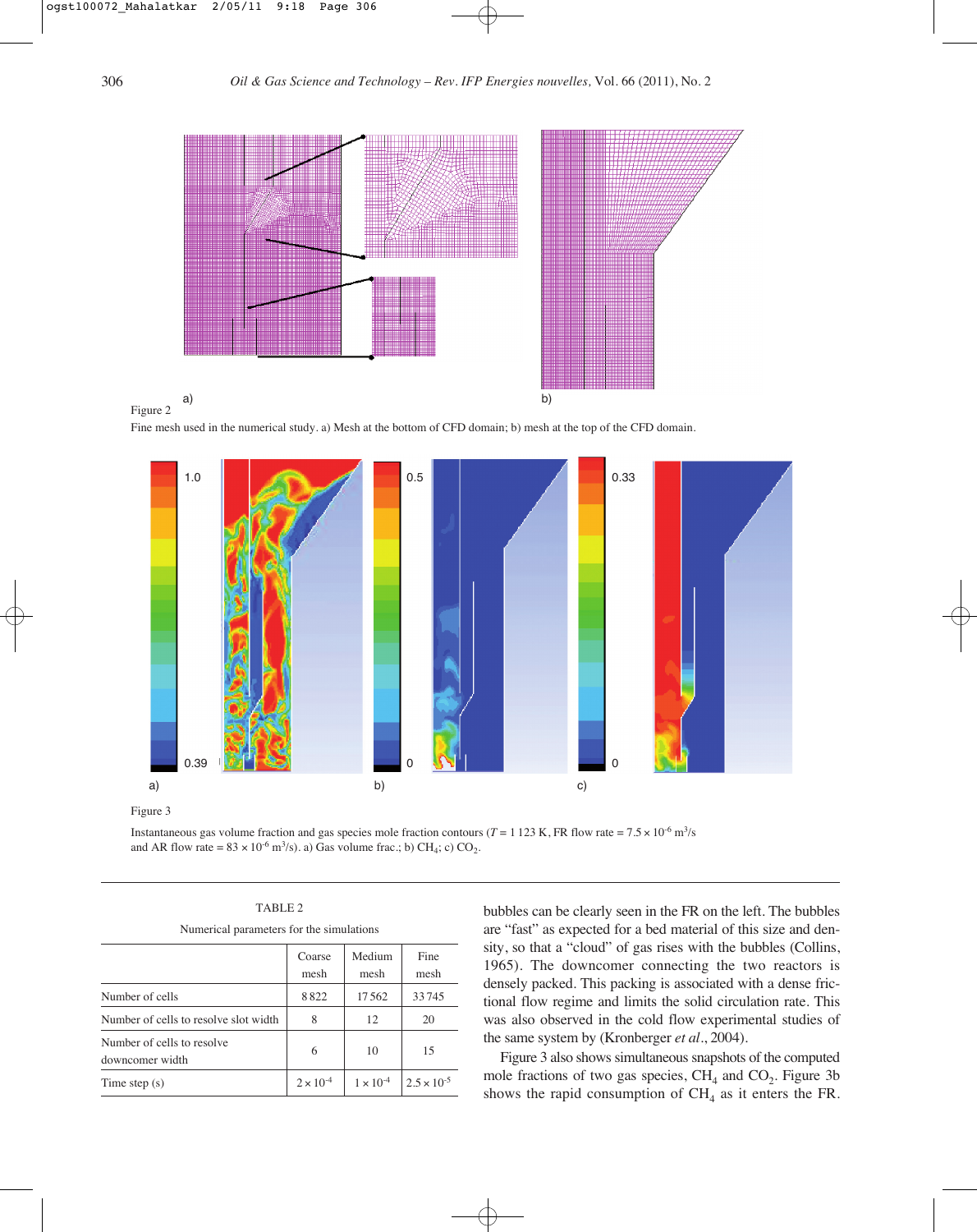a)

b)

Figure 2

Fine mesh used in the numerical study. a) Mesh at the bottom of CFD domain; b) mesh at the top of the CFD domain.

1.0

0.39

a)

0.5

0

b)

0.33

0

c)

Figure 3

Instantaneous gas volume fraction and gas species mole fraction contours ($T$ = 1 123 K, FR flow rate = $7.5 \times 10^{-6}$ $m^3/s$ and AR flow rate = $83 \times 10^{-6}$ $m^3/s$). a) Gas volume frac.; b) $CH_4$; c) $CO_2$.

TABLE 2

Numerical parameters for the simulations

| | Coarse mesh | Medium mesh | Fine mesh |
|---|---|---|---|
| Number of cells | 8 822 | 17 562 | 33 745 |
| Number of cells to resolve slot width | 8 | 12 | 20 |
| Number of cells to resolve downcomer width | 6 | 10 | 15 |
| Time step (s) | $2 \times 10^{-4}$ | $1 \times 10^{-4}$ | $2.5 \times 10^{-5}$ |

bubbles can be clearly seen in the FR on the left. The bubbles are “fast” as expected for a bed material of this size and density, so that a “cloud” of gas rises with the bubbles (Collins, 1965). The downcomer connecting the two reactors is densely packed. This packing is associated with a dense frictional flow regime and limits the solid circulation rate. This was also observed in the cold flow experimental studies of the same system by (Kronberger *et al*., 2004).

Figure 3 also shows simultaneous snapshots of the computed mole fractions of two gas species, $CH_4$ and $CO_2$. Figure 3b shows the rapid consumption of $CH_4$ as it enters the FR.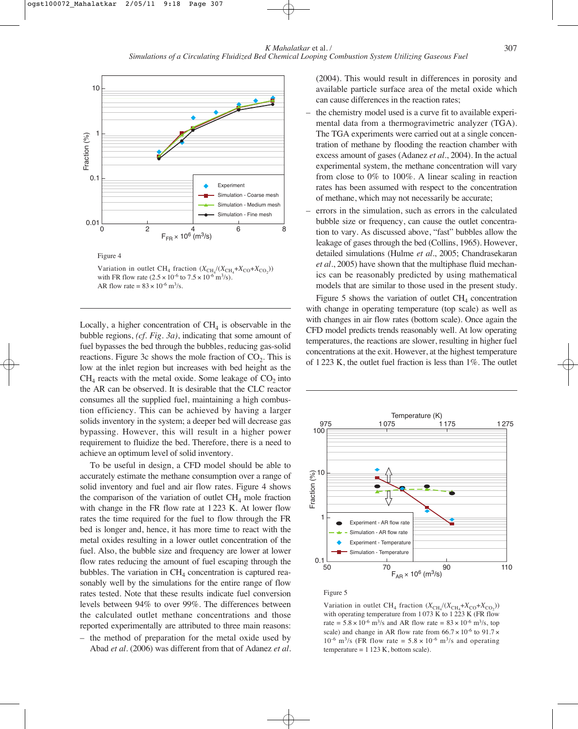10

1

0.1

0.01

0 2 4 6 8

Fraction (%)

$F_{FR} \times 10^6$ (m$^3$/s)

Experiment

Simulation - Coarse mesh

Simulation - Medium mesh

Simulation - Fine mesh

Figure 4

Variation in outlet $CH_4$ fraction ($X_{CH_4}/(X_{CH_4}+X_{CO}+X_{CO_2})$) with FR flow rate ($2.5 \times 10^{-6}$ to $7.5 \times 10^{-6}$ m$^3$/s). AR flow rate = $83 \times 10^{-6}$ m$^3$/s.

Locally, a higher concentration of $CH_4$ is observable in the bubble regions, *(cf. Fig. 3a)*, indicating that some amount of fuel bypasses the bed through the bubbles, reducing gas-solid reactions. Figure 3c shows the mole fraction of $CO_2$. This is low at the inlet region but increases with bed height as the $CH_4$ reacts with the metal oxide. Some leakage of $CO_2$ into the AR can be observed. It is desirable that the CLC reactor consumes all the supplied fuel, maintaining a high combustion efficiency. This can be achieved by having a larger solids inventory in the system; a deeper bed will decrease gas bypassing. However, this will result in a higher power requirement to fluidize the bed. Therefore, there is a need to achieve an optimum level of solid inventory.

To be useful in design, a CFD model should be able to accurately estimate the methane consumption over a range of solid inventory and fuel and air flow rates. Figure 4 shows the comparison of the variation of outlet $CH_4$ mole fraction with change in the FR flow rate at 1 223 K. At lower flow rates the time required for the fuel to flow through the FR bed is longer and, hence, it has more time to react with the metal oxides resulting in a lower outlet concentration of the fuel. Also, the bubble size and frequency are lower at lower flow rates reducing the amount of fuel escaping through the bubbles. The variation in $CH_4$ concentration is captured reasonably well by the simulations for the entire range of flow rates tested. Note that these results indicate fuel conversion levels between 94% to over 99%. The differences between the calculated outlet methane concentrations and those reported experimentally are attributed to three main reasons:

– the method of preparation for the metal oxide used by Abad *et al.* (2006) was different from that of Adanez *et al.* (2004). This would result in differences in porosity and available particle surface area of the metal oxide which can cause differences in the reaction rates;

– the chemistry model used is a curve fit to available experimental data from a thermogravimetric analyzer (TGA). The TGA experiments were carried out at a single concentration of methane by flooding the reaction chamber with excess amount of gases (Adanez *et al.*, 2004). In the actual experimental system, the methane concentration will vary from close to 0% to 100%. A linear scaling in reaction rates has been assumed with respect to the concentration of methane, which may not necessarily be accurate;

– errors in the simulation, such as errors in the calculated bubble size or frequency, can cause the outlet concentration to vary. As discussed above, "fast" bubbles allow the leakage of gases through the bed (Collins, 1965). However, detailed simulations (Hulme *et al.*, 2005; Chandrasekaran *et al.*, 2005) have shown that the multiphase fluid mechanics can be reasonably predicted by using mathematical models that are similar to those used in the present study.

Figure 5 shows the variation of outlet $CH_4$ concentration with change in operating temperature (top scale) as well as with changes in air flow rates (bottom scale). Once again the CFD model predicts trends reasonably well. At low operating temperatures, the reactions are slower, resulting in higher fuel concentrations at the exit. However, at the highest temperature of 1 223 K, the outlet fuel fraction is less than 1%. The outlet

Temperature (K)

975 1 075 1 175 1 275

100

10

1

0.1

50 70 90 110

Fraction (%)

$F_{AR} \times 10^6$ (m$^3$/s)

Experiment - AR flow rate

Simulation - AR flow rate

Experiment - Temperature

Simulation - Temperature

Figure 5

Variation in outlet $CH_4$ fraction ($X_{CH_4}/(X_{CH_4}+X_{CO}+X_{CO_2})$) with operating temperature from 1 073 K to 1 223 K (FR flow rate = $5.8 \times 10^{-6}$ m$^3$/s and AR flow rate = $83 \times 10^{-6}$ m$^3$/s, top scale) and change in AR flow rate from $66.7 \times 10^{-6}$ m$^3$/s to $91.7 \times 10^{-6}$ m$^3$/s (FR flow rate = $5.8 \times 10^{-6}$ m$^3$/s and operating temperature = 1 123 K, bottom scale).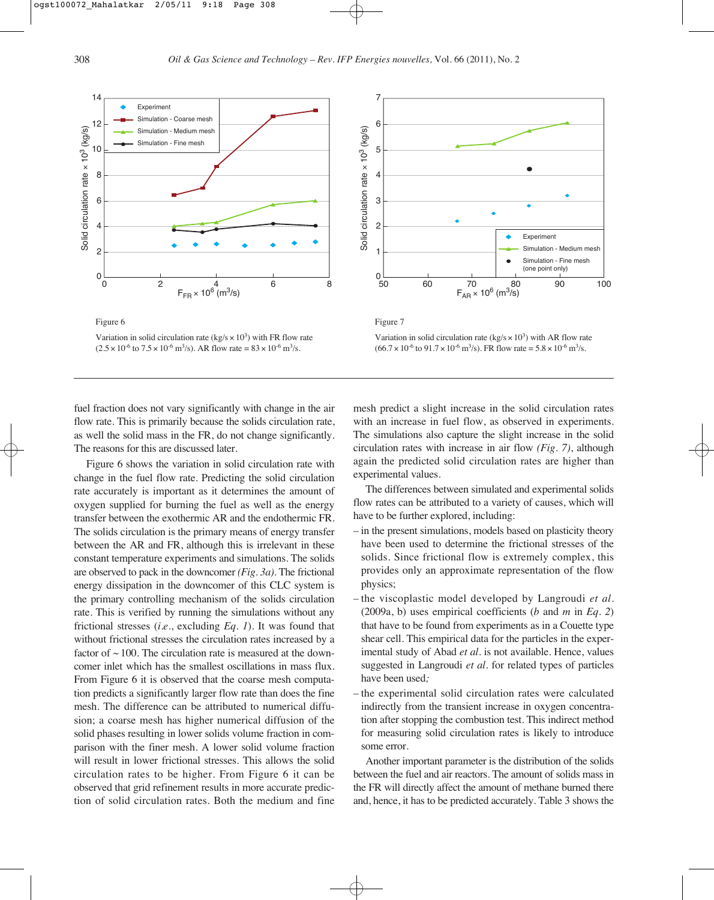14
12
10
8
6
4
2
0

Solid circulation rate × $10^3$ (kg/s)

0 2 4 6 8

$F_{FR} \times 10^6$ ($m^3$/s)

Experiment

Simulation - Coarse mesh

Simulation - Medium mesh

Simulation - Fine mesh

Figure 6

Variation in solid circulation rate (kg/s × $10^3$) with FR flow rate ($2.5 \times 10^{-6}$ to $7.5 \times 10^{-6}$ $m^3$/s). AR flow rate = $83 \times 10^{-6}$ $m^3$/s.

7
6
5
4
3
2
1
0

Solid circulation rate × $10^3$ (kg/s)

50 60 70 80 90 100

$F_{AR} \times 10^6$ ($m^3$/s)

Experiment

Simulation - Medium mesh

Simulation - Fine mesh (one point only)

Figure 7

Variation in solid circulation rate (kg/s × $10^3$) with AR flow rate ($66.7 \times 10^{-6}$ to $91.7 \times 10^{-6}$ $m^3$/s). FR flow rate = $5.8 \times 10^{-6}$ $m^3$/s.

fuel fraction does not vary significantly with change in the air flow rate. This is primarily because the solids circulation rate, as well the solid mass in the FR, do not change significantly. The reasons for this are discussed later.

Figure 6 shows the variation in solid circulation rate with change in the fuel flow rate. Predicting the solid circulation rate accurately is important as it determines the amount of oxygen supplied for burning the fuel as well as the energy transfer between the exothermic AR and the endothermic FR. The solids circulation is the primary means of energy transfer between the AR and FR, although this is irrelevant in these constant temperature experiments and simulations. The solids are observed to pack in the downcomer *(Fig. 3a)*. The frictional energy dissipation in the downcomer of this CLC system is the primary controlling mechanism of the solids circulation rate. This is verified by running the simulations without any frictional stresses (*i.e.*, excluding *Eq. 1*). It was found that without frictional stresses the circulation rates increased by a factor of ~ 100. The circulation rate is measured at the downcomer inlet which has the smallest oscillations in mass flux. From Figure 6 it is observed that the coarse mesh computation predicts a significantly larger flow rate than does the fine mesh. The difference can be attributed to numerical diffusion; a coarse mesh has higher numerical diffusion of the solid phases resulting in lower solids volume fraction in comparison with the finer mesh. A lower solid volume fraction will result in lower frictional stresses. This allows the solid circulation rates to be higher. From Figure 6 it can be observed that grid refinement results in more accurate prediction of solid circulation rates. Both the medium and fine mesh predict a slight increase in the solid circulation rates with an increase in fuel flow, as observed in experiments. The simulations also capture the slight increase in the solid circulation rates with increase in air flow *(Fig. 7)*, although again the predicted solid circulation rates are higher than experimental values.

The differences between simulated and experimental solids flow rates can be attributed to a variety of causes, which will have to be further explored, including:

– in the present simulations, models based on plasticity theory have been used to determine the frictional stresses of the solids. Since frictional flow is extremely complex, this provides only an approximate representation of the flow physics;

– the viscoplastic model developed by Langroudi *et al.* (2009a, b) uses empirical coefficients ($b$ and $m$ in *Eq. 2*) that have to be found from experiments as in a Couette type shear cell. This empirical data for the particles in the experimental study of Abad *et al.* is not available. Hence, values suggested in Langroudi *et al.* for related types of particles have been used;

– the experimental solid circulation rates were calculated indirectly from the transient increase in oxygen concentration after stopping the combustion test. This indirect method for measuring solid circulation rates is likely to introduce some error.

Another important parameter is the distribution of the solids between the fuel and air reactors. The amount of solids mass in the FR will directly affect the amount of methane burned there and, hence, it has to be predicted accurately. Table 3 shows the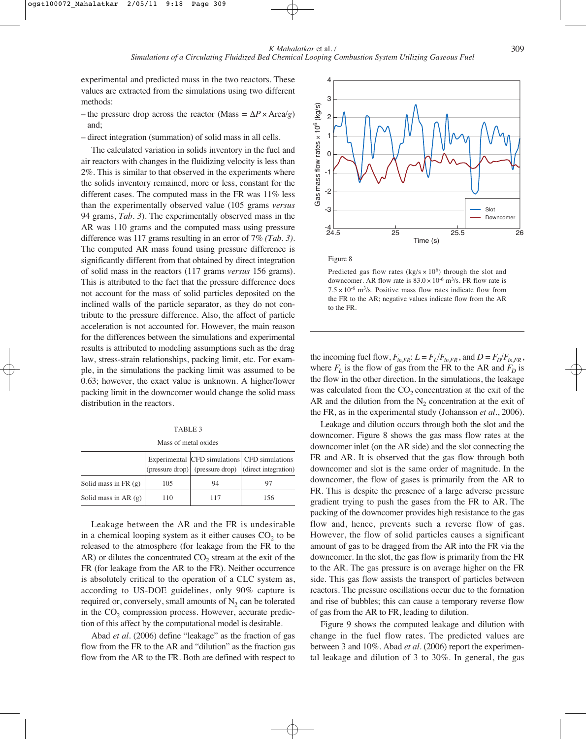experimental and predicted mass in the two reactors. These values are extracted from the simulations using two different methods:

– the pressure drop across the reactor (Mass = $\Delta P \times$ Area/$g$) and;
– direct integration (summation) of solid mass in all cells.

The calculated variation in solids inventory in the fuel and air reactors with changes in the fluidizing velocity is less than 2%. This is similar to that observed in the experiments where the solids inventory remained, more or less, constant for the different cases. The computed mass in the FR was 11% less than the experimentally observed value (105 grams *versus* 94 grams, *Tab. 3*). The experimentally observed mass in the AR was 110 grams and the computed mass using pressure difference was 117 grams resulting in an error of 7% *(Tab. 3)*. The computed AR mass found using pressure difference is significantly different from that obtained by direct integration of solid mass in the reactors (117 grams *versus* 156 grams). This is attributed to the fact that the pressure difference does not account for the mass of solid particles deposited on the inclined walls of the particle separator, as they do not contribute to the pressure difference. Also, the affect of particle acceleration is not accounted for. However, the main reason for the differences between the simulations and experimental results is attributed to modeling assumptions such as the drag law, stress-strain relationships, packing limit, etc. For example, in the simulations the packing limit was assumed to be 0.63; however, the exact value is unknown. A higher/lower packing limit in the downcomer would change the solid mass distribution in the reactors.

TABLE 3

Mass of metal oxides

| | Experimental (pressure drop) | CFD simulations (pressure drop) | CFD simulations (direct integration) |
|---|---|---|---|
| Solid mass in FR (g) | 105 | 94 | 97 |
| Solid mass in AR (g) | 110 | 117 | 156 |

Leakage between the AR and the FR is undesirable in a chemical looping system as it either causes $CO_2$ to be released to the atmosphere (for leakage from the FR to the AR) or dilutes the concentrated $CO_2$ stream at the exit of the FR (for leakage from the AR to the FR). Neither occurrence is absolutely critical to the operation of a CLC system as, according to US-DOE guidelines, only 90% capture is required or, conversely, small amounts of $N_2$ can be tolerated in the $CO_2$ compression process. However, accurate prediction of this affect by the computational model is desirable.

Abad *et al.* (2006) define "leakage" as the fraction of gas flow from the FR to the AR and "dilution" as the fraction gas flow from the AR to the FR. Both are defined with respect to

4
3
2
1
0
-1
-2
-3
-4
Gas mass flow rates × 10⁶ (kg/s)
24.5
25
25.5
26
Time (s)
Slot
Downcomer

Figure 8

Predicted gas flow rates (kg/s × $10^6$) through the slot and downcomer. AR flow rate is 83.0 × $10^{-6}$ m³/s. FR flow rate is 7.5 × $10^{-6}$ m³/s. Positive mass flow rates indicate flow from the FR to the AR; negative values indicate flow from the AR to the FR.

the incoming fuel flow, $F_{in,FR}$: $L = F_L/F_{in,FR}$, and $D = F_D/F_{in,FR}$, where $F_L$ is the flow of gas from the FR to the AR and $F_D$ is the flow in the other direction. In the simulations, the leakage was calculated from the $CO_2$ concentration at the exit of the AR and the dilution from the $N_2$ concentration at the exit of the FR, as in the experimental study (Johansson *et al.*, 2006).

Leakage and dilution occurs through both the slot and the downcomer. Figure 8 shows the gas mass flow rates at the downcomer inlet (on the AR side) and the slot connecting the FR and AR. It is observed that the gas flow through both downcomer and slot is the same order of magnitude. In the downcomer, the flow of gases is primarily from the AR to FR. This is despite the presence of a large adverse pressure gradient trying to push the gases from the FR to AR. The packing of the downcomer provides high resistance to the gas flow and, hence, prevents such a reverse flow of gas. However, the flow of solid particles causes a significant amount of gas to be dragged from the AR into the FR via the downcomer. In the slot, the gas flow is primarily from the FR to the AR. The gas pressure is on average higher on the FR side. This gas flow assists the transport of particles between reactors. The pressure oscillations occur due to the formation and rise of bubbles; this can cause a temporary reverse flow of gas from the AR to FR, leading to dilution.

Figure 9 shows the computed leakage and dilution with change in the fuel flow rates. The predicted values are between 3 and 10%. Abad *et al.* (2006) report the experimental leakage and dilution of 3 to 30%. In general, the gas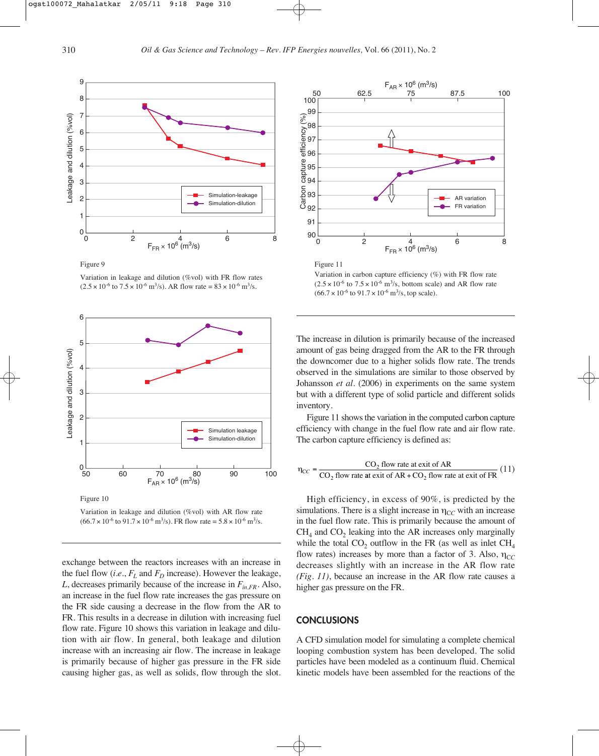9
8
7
6
5
4
3
2
1
0
Leakage and dilution (%vol)
0 2 4 6 8
$F_{FR} \times 10^6$ ($m^3$/s)
Simulation-leakage
Simulation-dilution

Figure 9

Variation in leakage and dilution (%vol) with FR flow rates ($2.5 \times 10^{-6}$ to $7.5 \times 10^{-6}$ $m^3$/s). AR flow rate = $83 \times 10^{-6}$ $m^3$/s.

6
5
4
3
2
1
0
Leakage and dilution (%vol)
50 60 70 80 90 100
$F_{AR} \times 10^6$ ($m^3$/s)
Simulation leakage
Simulation-dilution

Figure 10

Variation in leakage and dilution (%vol) with AR flow rate ($66.7 \times 10^{-6}$ to $91.7 \times 10^{-6}$ $m^3$/s). FR flow rate = $5.8 \times 10^{-6}$ $m^3$/s.

exchange between the reactors increases with an increase in the fuel flow (*i.e.*, $F_L$ and $F_D$ increase). However the leakage, $L$, decreases primarily because of the increase in $F_{in,FR}$. Also, an increase in the fuel flow rate increases the gas pressure on the FR side causing a decrease in the flow from the AR to FR. This results in a decrease in dilution with increasing fuel flow rate. Figure 10 shows this variation in leakage and dilution with air flow. In general, both leakage and dilution increase with an increasing air flow. The increase in leakage is primarily because of higher gas pressure in the FR side causing higher gas, as well as solids, flow through the slot.

$F_{AR} \times 10^6$ ($m^3$/s)
50 62.5 75 87.5 100
100
99
98
97
96
95
94
93
92
91
90
Carbon capture efficiency (%)
0 2 4 6 8
$F_{FR} \times 10^6$ ($m^3$/s)
AR variation
FR variation

Figure 11

Variation in carbon capture efficiency (%) with FR flow rate ($2.5 \times 10^{-6}$ to $7.5 \times 10^{-6}$ $m^3$/s, bottom scale) and AR flow rate ($66.7 \times 10^{-6}$ to $91.7 \times 10^{-6}$ $m^3$/s, top scale).

The increase in dilution is primarily because of the increased amount of gas being dragged from the AR to the FR through the downcomer due to a higher solids flow rate. The trends observed in the simulations are similar to those observed by Johansson *et al.* (2006) in experiments on the same system but with a different type of solid particle and different solids inventory.

Figure 11 shows the variation in the computed carbon capture efficiency with change in the fuel flow rate and air flow rate. The carbon capture efficiency is defined as:

$$\eta_{CC} = \frac{CO_2 \text{ flow rate at exit of AR}}{CO_2 \text{ flow rate at exit of AR} + CO_2 \text{ flow rate at exit of FR}} \quad (11)$$

High efficiency, in excess of 90%, is predicted by the simulations. There is a slight increase in $\eta_{CC}$ with an increase in the fuel flow rate. This is primarily because the amount of $CH_4$ and $CO_2$ leaking into the AR increases only marginally while the total $CO_2$ outflow in the FR (as well as inlet $CH_4$ flow rates) increases by more than a factor of 3. Also, $\eta_{CC}$ decreases slightly with an increase in the AR flow rate *(Fig. 11)*, because an increase in the AR flow rate causes a higher gas pressure on the FR.

## CONCLUSIONS

A CFD simulation model for simulating a complete chemical looping combustion system has been developed. The solid particles have been modeled as a continuum fluid. Chemical kinetic models have been assembled for the reactions of the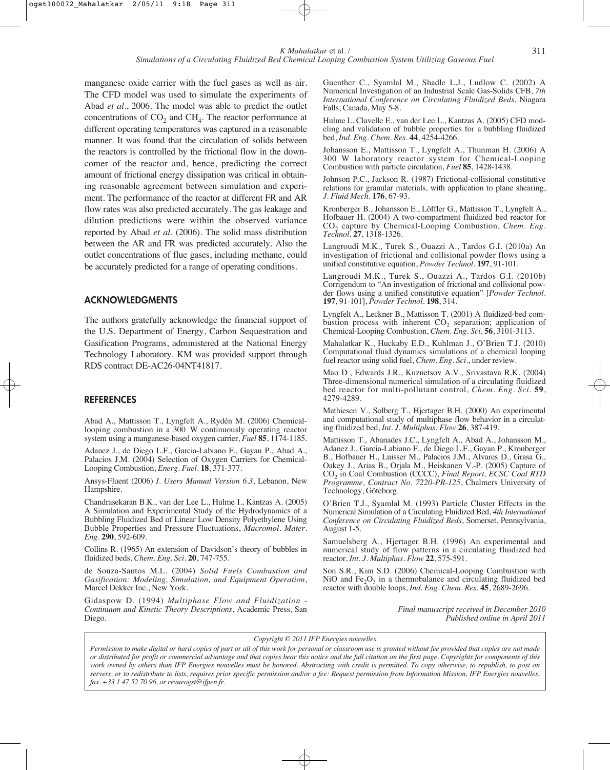manganese oxide carrier with the fuel gases as well as air. The CFD model was used to simulate the experiments of Abad *et al*., 2006. The model was able to predict the outlet concentrations of $CO_2$ and $CH_4$. The reactor performance at different operating temperatures was captured in a reasonable manner. It was found that the circulation of solids between the reactors is controlled by the frictional flow in the downcomer of the reactor and, hence, predicting the correct amount of frictional energy dissipation was critical in obtaining reasonable agreement between simulation and experiment. The performance of the reactor at different FR and AR flow rates was also predicted accurately. The gas leakage and dilution predictions were within the observed variance reported by Abad *et al.* (2006). The solid mass distribution between the AR and FR was predicted accurately. Also the outlet concentrations of flue gases, including methane, could be accurately predicted for a range of operating conditions.

## ACKNOWLEDGMENTS

The authors gratefully acknowledge the financial support of the U.S. Department of Energy, Carbon Sequestration and Gasification Programs, administered at the National Energy Technology Laboratory. KM was provided support through RDS contract DE-AC26-04NT41817.

## REFERENCES

Abad A., Mattisson T., Lyngfelt A., Rydén M. (2006) Chemical-looping combustion in a 300 W continuously operating reactor system using a manganese-based oxygen carrier, *Fuel* **85**, 1174-1185.

Adanez J., de Diego L.F., Garcia-Labiano F., Gayan P., Abad A., Palacios J.M. (2004) Selection of Oxygen Carriers for Chemical-Looping Combustion, *Energ. Fuel.* **18**, 371-377.

Ansys-Fluent (2006) *I. Users Manual Version 6.3*, Lebanon, New Hampshire.

Chandrasekaran B.K., van der Lee L., Hulme I., Kantzas A. (2005) A Simulation and Experimental Study of the Hydrodynamics of a Bubbling Fluidized Bed of Linear Low Density Polyethylene Using Bubble Properties and Pressure Fluctuations, *Macromol. Mater. Eng.* **290**, 592-609.

Collins R. (1965) An extension of Davidson's theory of bubbles in fluidized beds, *Chem. Eng. Sci.* **20**, 747-755.

de Souza-Santos M.L. (2004) *Solid Fuels Combustion and Gasification: Modeling, Simulation, and Equipment Operation*, Marcel Dekker Inc., New York.

Gidaspow D. (1994) *Multiphase Flow and Fluidization - Continuum and Kinetic Theory Descriptions*, Academic Press, San Diego.

Guenther C., Syamlal M., Shadle L.J., Ludlow C. (2002) A Numerical Investigation of an Industrial Scale Gas-Solids CFB, *7th International Conference on Circulating Fluidized Beds*, Niagara Falls, Canada, May 5-8.

Hulme I., Clavelle E., van der Lee L., Kantzas A. (2005) CFD modeling and validation of bubble properties for a bubbling fluidized bed, *Ind. Eng. Chem. Res.* **44**, 4254-4266.

Johansson E., Mattisson T., Lyngfelt A., Thunman H. (2006) A 300 W laboratory reactor system for Chemical-Looping Combustion with particle circulation, *Fuel* **85**, 1428-1438.

Johnson P.C., Jackson R. (1987) Frictional-collisional constitutive relations for granular materials, with application to plane shearing, *J. Fluid Mech.* **176**, 67-93.

Kronberger B., Johansson E., Löffler G., Mattisson T., Lyngfelt A., Hofbauer H. (2004) A two-compartment fluidized bed reactor for $CO_2$ capture by Chemical-Looping Combustion, *Chem. Eng. Technol.* **27**, 1318-1326.

Langroudi M.K., Turek S., Ouazzi A., Tardos G.I. (2010a) An investigation of frictional and collisional powder flows using a unified constitutive equation, *Powder Technol.* **197**, 91-101.

Langroudi M.K., Turek S., Ouazzi A., Tardos G.I. (2010b) Corrigendum to "An investigation of frictional and collisional powder flows using a unified constitutive equation" [*Powder Technol.* **197**, 91-101], *Powder Technol.* **198**, 314.

Lyngfelt A., Leckner B., Mattisson T. (2001) A fluidized-bed combustion process with inherent $CO_2$ separation; application of Chemical-Looping Combustion, *Chem. Eng. Sci.* **56**, 3101-3113.

Mahalatkar K., Huckaby E.D., Kuhlman J., O'Brien T.J. (2010) Computational fluid dynamics simulations of a chemical looping fuel reactor using solid fuel, *Chem. Eng. Sci.*, under review.

Mao D., Edwards J.R., Kuznetsov A.V., Srivastava R.K. (2004) Three-dimensional numerical simulation of a circulating fluidized bed reactor for multi-pollutant control, *Chem. Eng. Sci.* **59**, 4279-4289.

Mathiesen V., Solberg T., Hjertager B.H. (2000) An experimental and computational study of multiphase flow behavior in a circulating fluidized bed, *Int. J. Multiphas. Flow* **26**, 387-419.

Mattisson T., Abanades J.C., Lyngfelt A., Abad A., Johansson M., Adanez J., Garcia-Labiano F., de Diego L.F., Gayan P., Kronberger B., Hofbauer H., Luisser M., Palacios J.M., Alvares D., Grasa G., Oakey J., Arias B., Orjala M., Heiskanen V.-P. (2005) Capture of $CO_2$ in Coal Combustion (CCCC), *Final Report, ECSC Coal RTD Programme, Contract No. 7220-PR-125*, Chalmers University of Technology, Göteborg.

O'Brien T.J., Syamlal M. (1993) Particle Cluster Effects in the Numerical Simulation of a Circulating Fluidized Bed, *4th International Conference on Circulating Fluidized Beds*, Somerset, Pennsylvania, August 1-5.

Samuelsberg A., Hjertager B.H. (1996) An experimental and numerical study of flow patterns in a circulating fluidized bed reactor, *Int. J. Multiphas. Flow* **22**, 575-591.

Son S.R., Kim S.D. (2006) Chemical-Looping Combustion with NiO and $Fe_2O_3$ in a thermobalance and circulating fluidized bed reactor with double loops, *Ind. Eng. Chem. Res.* **45**, 2689-2696.

*Final manuscript received in December 2010*
*Published online in April 2011*

*Copyright © 2011 IFP Energies nouvelles*

*Permission to make digital or hard copies of part or all of this work for personal or classroom use is granted without fee provided that copies are not made or distributed for profit or commercial advantage and that copies bear this notice and the full citation on the first page. Copyrights for components of this work owned by others than IFP Energies nouvelles must be honored. Abstracting with credit is permitted. To copy otherwise, to republish, to post on servers, or to redistribute to lists, requires prior specific permission and/or a fee: Request permission from Information Mission, IFP Energies nouvelles, fax. +33 1 47 52 70 96, or revueogst@ifpen.fr.*